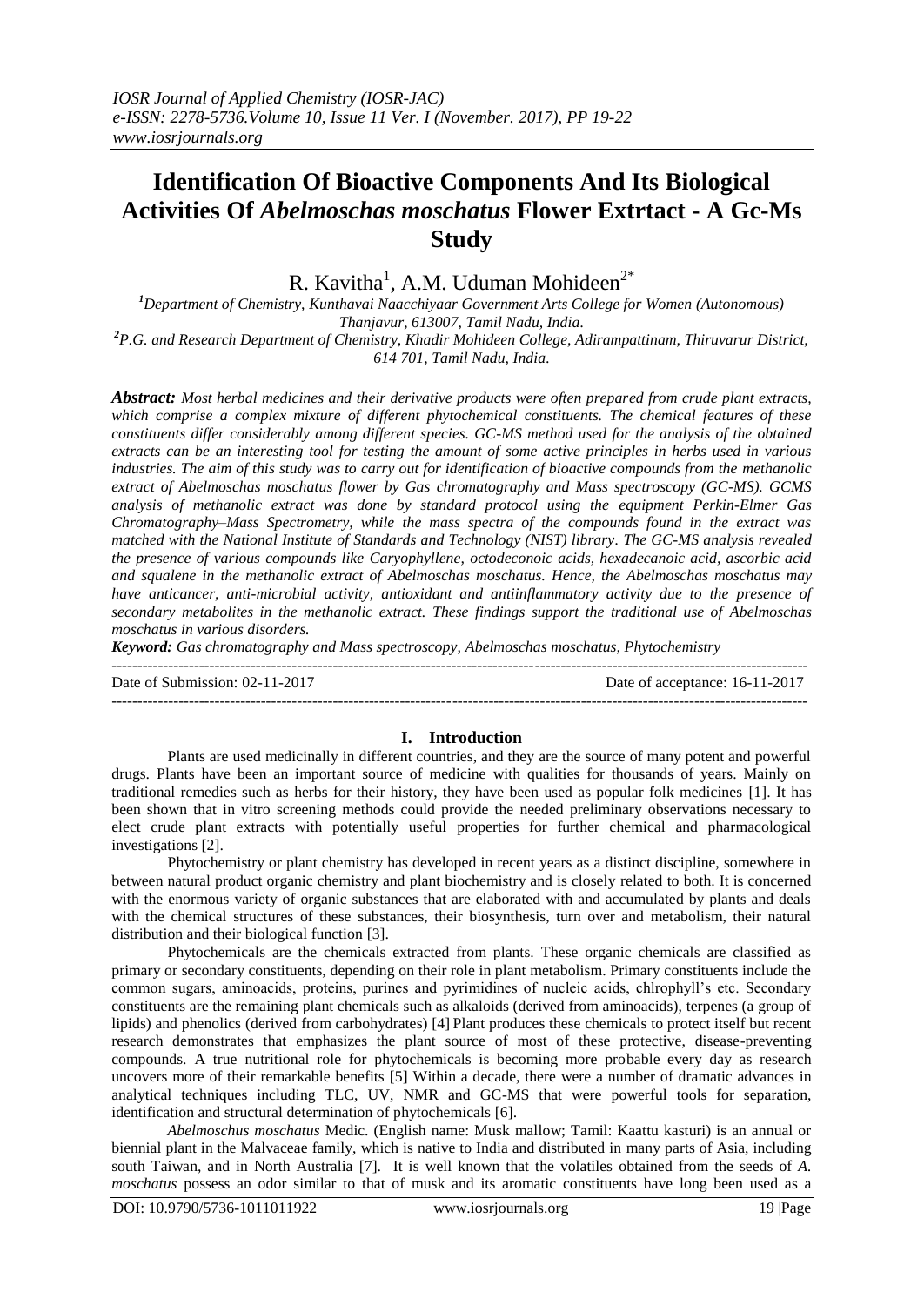# Identification Of Bioactive Components And Its Biological Activities Of *Abelmoschas moschatus* Flower Extrtact - A Gc-Ms Study

R. Kavitha[1], A.M. Uduman Mohideen[2*]

[1]*Department of Chemistry, Kunthavai Naacchiyaar Government Arts College for Women (Autonomous) Thanjavur, 613007, Tamil Nadu, India.*

[2]*P.G. and Research Department of Chemistry, Khadir Mohideen College, Adirampattinam, Thiruvarur District, 614 701, Tamil Nadu, India.*

***Abstract:*** *Most herbal medicines and their derivative products were often prepared from crude plant extracts, which comprise a complex mixture of different phytochemical constituents. The chemical features of these constituents differ considerably among different species. GC-MS method used for the analysis of the obtained extracts can be an interesting tool for testing the amount of some active principles in herbs used in various industries. The aim of this study was to carry out for identification of bioactive compounds from the methanolic extract of Abelmoschas moschatus flower by Gas chromatography and Mass spectroscopy (GC-MS). GCMS analysis of methanolic extract was done by standard protocol using the equipment Perkin-Elmer Gas Chromatography–Mass Spectrometry, while the mass spectra of the compounds found in the extract was matched with the National Institute of Standards and Technology (NIST) library. The GC-MS analysis revealed the presence of various compounds like Caryophyllene, octodeconoic acids, hexadecanoic acid, ascorbic acid and squalene in the methanolic extract of Abelmoschas moschatus. Hence, the Abelmoschas moschatus may have anticancer, anti-microbial activity, antioxidant and antiinflammatory activity due to the presence of secondary metabolites in the methanolic extract. These findings support the traditional use of Abelmoschas moschatus in various disorders.*

***Keyword:*** *Gas chromatography and Mass spectroscopy, Abelmoschas moschatus, Phytochemistry*

---

Date of Submission: 02-11-2017 Date of acceptance: 16-11-2017

---

## I. Introduction

Plants are used medicinally in different countries, and they are the source of many potent and powerful drugs. Plants have been an important source of medicine with qualities for thousands of years. Mainly on traditional remedies such as herbs for their history, they have been used as popular folk medicines [1]. It has been shown that in vitro screening methods could provide the needed preliminary observations necessary to elect crude plant extracts with potentially useful properties for further chemical and pharmacological investigations [2].

Phytochemistry or plant chemistry has developed in recent years as a distinct discipline, somewhere in between natural product organic chemistry and plant biochemistry and is closely related to both. It is concerned with the enormous variety of organic substances that are elaborated with and accumulated by plants and deals with the chemical structures of these substances, their biosynthesis, turn over and metabolism, their natural distribution and their biological function [3].

Phytochemicals are the chemicals extracted from plants. These organic chemicals are classified as primary or secondary constituents, depending on their role in plant metabolism. Primary constituents include the common sugars, aminoacids, proteins, purines and pyrimidines of nucleic acids, chlrophyll's etc. Secondary constituents are the remaining plant chemicals such as alkaloids (derived from aminoacids), terpenes (a group of lipids) and phenolics (derived from carbohydrates) [4] Plant produces these chemicals to protect itself but recent research demonstrates that emphasizes the plant source of most of these protective, disease-preventing compounds. A true nutritional role for phytochemicals is becoming more probable every day as research uncovers more of their remarkable benefits [5] Within a decade, there were a number of dramatic advances in analytical techniques including TLC, UV, NMR and GC-MS that were powerful tools for separation, identification and structural determination of phytochemicals [6].

*Abelmoschus moschatus* Medic. (English name: Musk mallow; Tamil: Kaattu kasturi) is an annual or biennial plant in the Malvaceae family, which is native to India and distributed in many parts of Asia, including south Taiwan, and in North Australia [7]. It is well known that the volatiles obtained from the seeds of *A. moschatus* possess an odor similar to that of musk and its aromatic constituents have long been used as a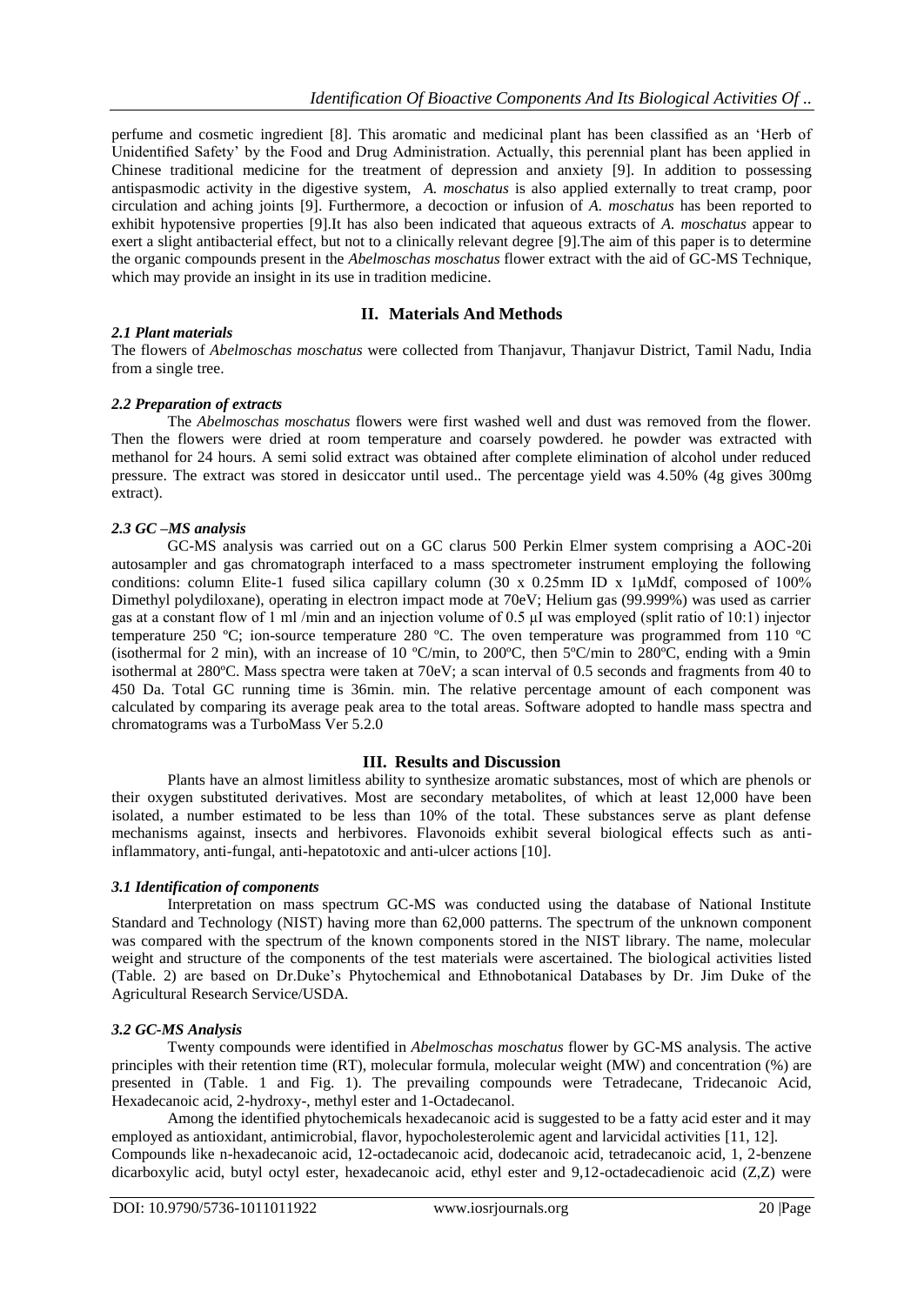perfume and cosmetic ingredient [8]. This aromatic and medicinal plant has been classified as an 'Herb of Unidentified Safety' by the Food and Drug Administration. Actually, this perennial plant has been applied in Chinese traditional medicine for the treatment of depression and anxiety [9]. In addition to possessing antispasmodic activity in the digestive system, *A. moschatus* is also applied externally to treat cramp, poor circulation and aching joints [9]. Furthermore, a decoction or infusion of *A. moschatus* has been reported to exhibit hypotensive properties [9].It has also been indicated that aqueous extracts of *A. moschatus* appear to exert a slight antibacterial effect, but not to a clinically relevant degree [9].The aim of this paper is to determine the organic compounds present in the *Abelmoschas moschatus* flower extract with the aid of GC-MS Technique, which may provide an insight in its use in tradition medicine.

## II. Materials And Methods

### *2.1 Plant materials*

The flowers of *Abelmoschas moschatus* were collected from Thanjavur, Thanjavur District, Tamil Nadu, India from a single tree.

### *2.2 Preparation of extracts*

The *Abelmoschas moschatus* flowers were first washed well and dust was removed from the flower. Then the flowers were dried at room temperature and coarsely powdered. he powder was extracted with methanol for 24 hours. A semi solid extract was obtained after complete elimination of alcohol under reduced pressure. The extract was stored in desiccator until used.. The percentage yield was 4.50% (4g gives 300mg extract).

### *2.3 GC –MS analysis*

GC-MS analysis was carried out on a GC clarus 500 Perkin Elmer system comprising a AOC-20i autosampler and gas chromatograph interfaced to a mass spectrometer instrument employing the following conditions: column Elite-1 fused silica capillary column (30 x 0.25mm ID x 1μMdf, composed of 100% Dimethyl polydiloxane), operating in electron impact mode at 70eV; Helium gas (99.999%) was used as carrier gas at a constant flow of 1 ml /min and an injection volume of 0.5 μI was employed (split ratio of 10:1) injector temperature 250 ºC; ion-source temperature 280 ºC. The oven temperature was programmed from 110 ºC (isothermal for 2 min), with an increase of 10 ºC/min, to 200ºC, then 5ºC/min to 280ºC, ending with a 9min isothermal at 280ºC. Mass spectra were taken at 70eV; a scan interval of 0.5 seconds and fragments from 40 to 450 Da. Total GC running time is 36min. min. The relative percentage amount of each component was calculated by comparing its average peak area to the total areas. Software adopted to handle mass spectra and chromatograms was a TurboMass Ver 5.2.0

## III. Results and Discussion

Plants have an almost limitless ability to synthesize aromatic substances, most of which are phenols or their oxygen substituted derivatives. Most are secondary metabolites, of which at least 12,000 have been isolated, a number estimated to be less than 10% of the total. These substances serve as plant defense mechanisms against, insects and herbivores. Flavonoids exhibit several biological effects such as anti-inflammatory, anti-fungal, anti-hepatotoxic and anti-ulcer actions [10].

### *3.1 Identification of components*

Interpretation on mass spectrum GC-MS was conducted using the database of National Institute Standard and Technology (NIST) having more than 62,000 patterns. The spectrum of the unknown component was compared with the spectrum of the known components stored in the NIST library. The name, molecular weight and structure of the components of the test materials were ascertained. The biological activities listed (Table. 2) are based on Dr.Duke's Phytochemical and Ethnobotanical Databases by Dr. Jim Duke of the Agricultural Research Service/USDA.

### *3.2 GC-MS Analysis*

Twenty compounds were identified in *Abelmoschas moschatus* flower by GC-MS analysis. The active principles with their retention time (RT), molecular formula, molecular weight (MW) and concentration (%) are presented in (Table. 1 and Fig. 1). The prevailing compounds were Tetradecane, Tridecanoic Acid, Hexadecanoic acid, 2-hydroxy-, methyl ester and 1-Octadecanol.

Among the identified phytochemicals hexadecanoic acid is suggested to be a fatty acid ester and it may employed as antioxidant, antimicrobial, flavor, hypocholesterolemic agent and larvicidal activities [11, 12].

Compounds like n-hexadecanoic acid, 12-octadecanoic acid, dodecanoic acid, tetradecanoic acid, 1, 2-benzene dicarboxylic acid, butyl octyl ester, hexadecanoic acid, ethyl ester and 9,12-octadecadienoic acid (Z,Z) were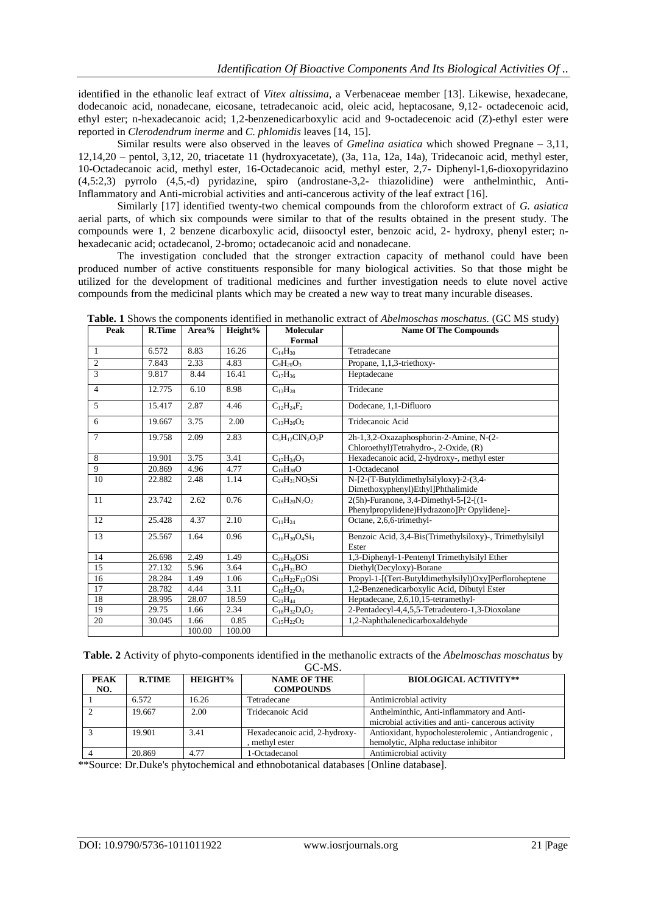identified in the ethanolic leaf extract of *Vitex altissima*, a Verbenaceae member [13]. Likewise, hexadecane, dodecanoic acid, nonadecane, eicosane, tetradecanoic acid, oleic acid, heptacosane, 9,12- octadecenoic acid, ethyl ester; n-hexadecanoic acid; 1,2-benzenedicarboxylic acid and 9-octadecenoic acid (Z)-ethyl ester were reported in *Clerodendrum inerme* and *C. phlomidis* leaves [14, 15].

Similar results were also observed in the leaves of *Gmelina asiatica* which showed Pregnane – 3,11, 12,14,20 – pentol, 3,12, 20, triacetate 11 (hydroxyacetate), (3a, 11a, 12a, 14a), Tridecanoic acid, methyl ester, 10-Octadecanoic acid, methyl ester, 16-Octadecanoic acid, methyl ester, 2,7- Diphenyl-1,6-dioxopyridazino (4,5:2,3) pyrrolo (4,5,-d) pyridazine, spiro (androstane-3,2- thiazolidine) were anthelminthic, Anti-Inflammatory and Anti-microbial activities and anti-cancerous activity of the leaf extract [16].

Similarly [17] identified twenty-two chemical compounds from the chloroform extract of *G. asiatica* aerial parts, of which six compounds were similar to that of the results obtained in the present study. The compounds were 1, 2 benzene dicarboxylic acid, diisooctyl ester, benzoic acid, 2- hydroxy, phenyl ester; n-hexadecanic acid; octadecanol, 2-bromo; octadecanoic acid and nonadecane.

The investigation concluded that the stronger extraction capacity of methanol could have been produced number of active constituents responsible for many biological activities. So that those might be utilized for the development of traditional medicines and further investigation needs to elute novel active compounds from the medicinal plants which may be created a new way to treat many incurable diseases.

**Table. 1** Shows the components identified in methanolic extract of *Abelmoschas moschatus.* (GC MS study)

| Peak | R.Time | Area% | Height% | Molecular Formal | Name Of The Compounds |
|---|---|---|---|---|---|
| 1 | 6.572 | 8.83 | 16.26 | $C_{14}H_{30}$ | Tetradecane |
| 2 | 7.843 | 2.33 | 4.83 | $C_9H_{20}O_3$ | Propane, 1,1,3-triethoxy- |
| 3 | 9.817 | 8.44 | 16.41 | $C_{17}H_{36}$ | Heptadecane |
| 4 | 12.775 | 6.10 | 8.98 | $C_{13}H_{28}$ | Tridecane |
| 5 | 15.417 | 2.87 | 4.46 | $C_{12}H_{24}F_2$ | Dodecane, 1,1-Difluoro |
| 6 | 19.667 | 3.75 | 2.00 | $C_{13}H_{26}O_2$ | Tridecanoic Acid |
| 7 | 19.758 | 2.09 | 2.83 | $C_5H_{12}ClN_2O_2P$ | 2h-1,3,2-Oxazaphosphorin-2-Amine, N-(2-Chloroethyl)Tetrahydro-, 2-Oxide, (R) |
| 8 | 19.901 | 3.75 | 3.41 | $C_{17}H_{34}O_3$ | Hexadecanoic acid, 2-hydroxy-, methyl ester |
| 9 | 20.869 | 4.96 | 4.77 | $C_{18}H_{38}O$ | 1-Octadecanol |
| 10 | 22.882 | 2.48 | 1.14 | $C_{24}H_{31}NO_5Si$ | N-[2-(T-Butyldimethylsilyloxy)-2-(3,4-Dimethoxyphenyl)Ethyl]Phthalimide |
| 11 | 23.742 | 2.62 | 0.76 | $C_{18}H_{20}N_2O_2$ | 2(5h)-Furanone, 3,4-Dimethyl-5-[2-[(1-Phenylpropylidene)Hydrazono]Pr Opylidene]- |
| 12 | 25.428 | 4.37 | 2.10 | $C_{11}H_{24}$ | Octane, 2,6,6-trimethyl- |
| 13 | 25.567 | 1.64 | 0.96 | $C_{16}H_{30}O_4Si_3$ | Benzoic Acid, 3,4-Bis(Trimethylsiloxy)-, Trimethylsilyl Ester |
| 14 | 26.698 | 2.49 | 1.49 | $C_{20}H_{26}OSi$ | 1,3-Diphenyl-1-Pentenyl Trimethylsilyl Ether |
| 15 | 27.132 | 5.96 | 3.64 | $C_{14}H_{31}BO$ | Diethyl(Decyloxy)-Borane |
| 16 | 28.284 | 1.49 | 1.06 | $C_{16}H_{22}F_{12}OSi$ | Propyl-1-[(Tert-Butyldimethylsilyl)Oxy]Perfloroheptene |
| 17 | 28.782 | 4.44 | 3.11 | $C_{16}H_{22}O_4$ | 1,2-Benzenedicarboxylic Acid, Dibutyl Ester |
| 18 | 28.995 | 28.07 | 18.59 | $C_{21}H_{44}$ | Heptadecane, 2,6,10,15-tetramethyl- |
| 19 | 29.75 | 1.66 | 2.34 | $C_{18}H_{32}D_4O_2$ | 2-Pentadecyl-4,4,5,5-Tetradeutero-1,3-Dioxolane |
| 20 | 30.045 | 1.66 | 0.85 | $C_{15}H_{22}O_2$ | 1,2-Naphthalenedicarboxaldehyde |
| | | 100.00 | 100.00 | | |

**Table. 2** Activity of phyto-components identified in the methanolic extracts of the *Abelmoschas moschatus* by GC-MS.

| PEAK NO. | R.TIME | HEIGHT% | NAME OF THE COMPOUNDS | BIOLOGICAL ACTIVITY** |
|---|---|---|---|---|
| 1 | 6.572 | 16.26 | Tetradecane | Antimicrobial activity |
| 2 | 19.667 | 2.00 | Tridecanoic Acid | Anthelminthic, Anti-inflammatory and Anti-microbial activities and anti- cancerous activity |
| 3 | 19.901 | 3.41 | Hexadecanoic acid, 2-hydroxy-, methyl ester | Antioxidant, hypocholesterolemic , Antiandrogenic , hemolytic, Alpha reductase inhibitor |
| 4 | 20.869 | 4.77 | 1-Octadecanol | Antimicrobial activity |

**Source: Dr.Duke's phytochemical and ethnobotanical databases [Online database].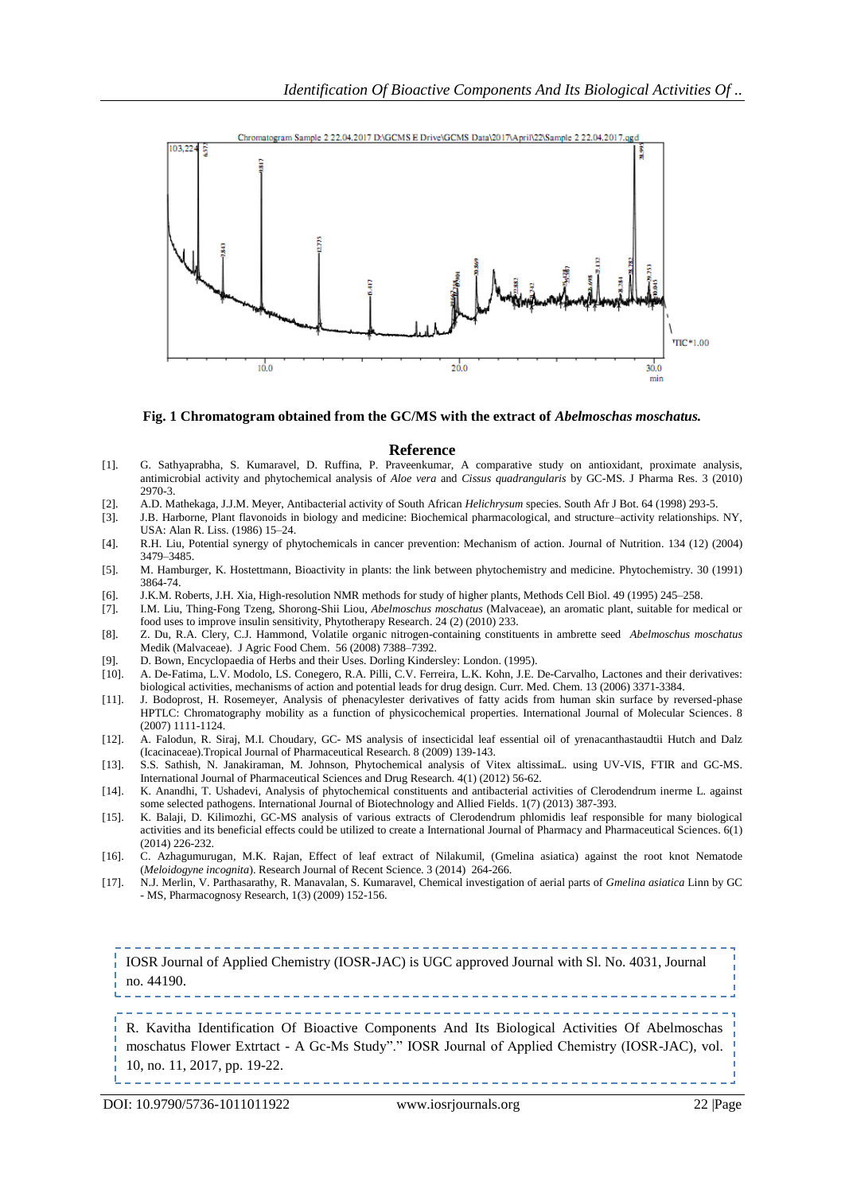Chromatogram Sample 2 22.04.2017 D:\GCMS E Drive\GCMS Data\2017\April\22\Sample 2 22.04.2017.qgd

103,224

6.573
9.817
7.843
12.773
15.417
19.766 / 19.901
20.869
22.882
23.742
25.426
26.698
27.132
28.284
28.782
28.991
29.753
29.931

TIC*1.00

10.0
20.0
30.0
min

**Fig. 1 Chromatogram obtained from the GC/MS with the extract of *Abelmoschas moschatus.***

## Reference

[1]. G. Sathyaprabha, S. Kumaravel, D. Ruffina, P. Praveenkumar, A comparative study on antioxidant, proximate analysis, antimicrobial activity and phytochemical analysis of *Aloe vera* and *Cissus quadrangularis* by GC-MS. J Pharma Res. 3 (2010) 2970-3.

[2]. A.D. Mathekaga, J.J.M. Meyer, Antibacterial activity of South African *Helichrysum* species. South Afr J Bot. 64 (1998) 293-5.

[3]. J.B. Harborne, Plant flavonoids in biology and medicine: Biochemical pharmacological, and structure–activity relationships. NY, USA: Alan R. Liss. (1986) 15–24.

[4]. R.H. Liu, Potential synergy of phytochemicals in cancer prevention: Mechanism of action. Journal of Nutrition. 134 (12) (2004) 3479–3485.

[5]. M. Hamburger, K. Hostettmann, Bioactivity in plants: the link between phytochemistry and medicine. Phytochemistry. 30 (1991) 3864-74.

[6]. J.K.M. Roberts, J.H. Xia, High-resolution NMR methods for study of higher plants, Methods Cell Biol. 49 (1995) 245–258.

[7]. I.M. Liu, Thing-Fong Tzeng, Shorong-Shii Liou, *Abelmoschus moschatus* (Malvaceae), an aromatic plant, suitable for medical or food uses to improve insulin sensitivity, Phytotherapy Research. 24 (2) (2010) 233.

[8]. Z. Du, R.A. Clery, C.J. Hammond, Volatile organic nitrogen-containing constituents in ambrette seed *Abelmoschus moschatus* Medik (Malvaceae). J Agric Food Chem. 56 (2008) 7388–7392.

[9]. D. Bown, Encyclopaedia of Herbs and their Uses. Dorling Kindersley: London. (1995).

[10]. A. De-Fatima, L.V. Modolo, LS. Conegero, R.A. Pilli, C.V. Ferreira, L.K. Kohn, J.E. De-Carvalho, Lactones and their derivatives: biological activities, mechanisms of action and potential leads for drug design. Curr. Med. Chem. 13 (2006) 3371-3384.

[11]. J. Bodoprost, H. Rosemeyer, Analysis of phenacylester derivatives of fatty acids from human skin surface by reversed-phase HPTLC: Chromatography mobility as a function of physicochemical properties. International Journal of Molecular Sciences. 8 (2007) 1111-1124.

[12]. A. Falodun, R. Siraj, M.I. Choudary, GC- MS analysis of insecticidal leaf essential oil of yrenacanthastaudtii Hutch and Dalz (Icacinaceae).Tropical Journal of Pharmaceutical Research. 8 (2009) 139-143.

[13]. S.S. Sathish, N. Janakiraman, M. Johnson, Phytochemical analysis of Vitex altissimaL. using UV-VIS, FTIR and GC-MS. International Journal of Pharmaceutical Sciences and Drug Research. 4(1) (2012) 56-62.

[14]. K. Anandhi, T. Ushadevi, Analysis of phytochemical constituents and antibacterial activities of Clerodendrum inerme L. against some selected pathogens. International Journal of Biotechnology and Allied Fields. 1(7) (2013) 387-393.

[15]. K. Balaji, D. Kilimozhi, GC-MS analysis of various extracts of Clerodendrum phlomidis leaf responsible for many biological activities and its beneficial effects could be utilized to create a International Journal of Pharmacy and Pharmaceutical Sciences. 6(1) (2014) 226-232.

[16]. C. Azhagumurugan, M.K. Rajan, Effect of leaf extract of Nilakumil, (Gmelina asiatica) against the root knot Nematode (*Meloidogyne incognita*). Research Journal of Recent Science. 3 (2014) 264-266.

[17]. N.J. Merlin, V. Parthasarathy, R. Manavalan, S. Kumaravel, Chemical investigation of aerial parts of *Gmelina asiatica* Linn by GC - MS, Pharmacognosy Research, 1(3) (2009) 152-156.

IOSR Journal of Applied Chemistry (IOSR-JAC) is UGC approved Journal with Sl. No. 4031, Journal no. 44190.

R. Kavitha Identification Of Bioactive Components And Its Biological Activities Of Abelmoschas moschatus Flower Extrtact - A Gc-Ms Study"." IOSR Journal of Applied Chemistry (IOSR-JAC), vol. 10, no. 11, 2017, pp. 19-22.